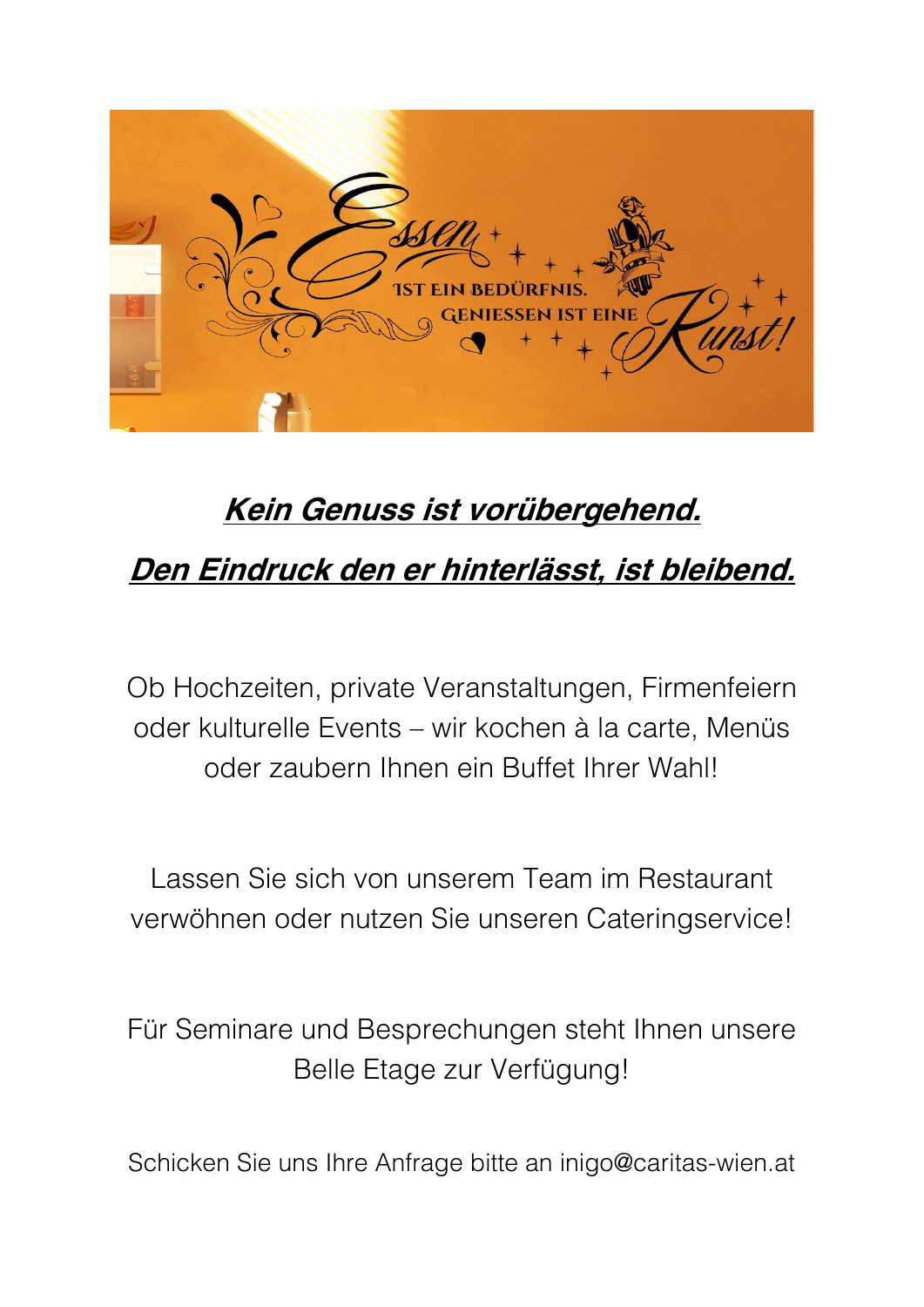***<u>Kein Genuss ist vorübergehend.</u>***

***<u>Den Eindruck den er hinterlässt, ist bleibend.</u>***

Ob Hochzeiten, private Veranstaltungen, Firmenfeiern oder kulturelle Events – wir kochen à la carte, Menüs oder zaubern Ihnen ein Buffet Ihrer Wahl!

Lassen Sie sich von unserem Team im Restaurant verwöhnen oder nutzen Sie unseren Cateringservice!

Für Seminare und Besprechungen steht Ihnen unsere Belle Etage zur Verfügung!

Schicken Sie uns Ihre Anfrage bitte an inigo@caritas-wien.at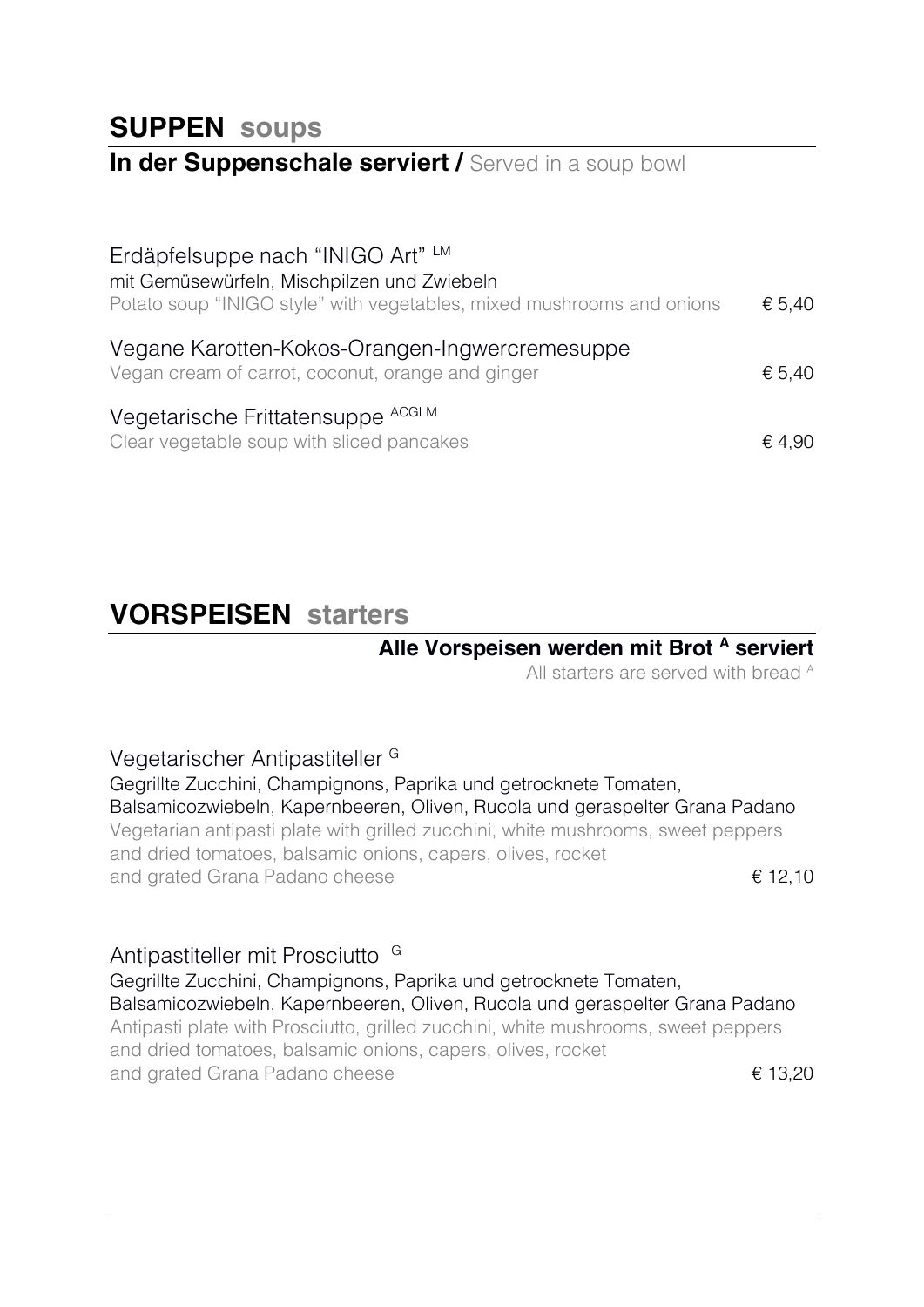## SUPPEN soups

**In der Suppenschale serviert /** Served in a soup bowl

Erdäpfelsuppe nach "INIGO Art" [LM]
mit Gemüsewürfeln, Mischpilzen und Zwiebeln
Potato soup "INIGO style" with vegetables, mixed mushrooms and onions € 5,40

Vegane Karotten-Kokos-Orangen-Ingwercremesuppe
Vegan cream of carrot, coconut, orange and ginger € 5,40

Vegetarische Frittatensuppe [ACGLM]
Clear vegetable soup with sliced pancakes € 4,90

## VORSPEISEN starters

**Alle Vorspeisen werden mit Brot [A] serviert**
All starters are served with bread [A]

Vegetarischer Antipastiteller [G]
Gegrillte Zucchini, Champignons, Paprika und getrocknete Tomaten, Balsamicozwiebeln, Kapernbeeren, Oliven, Rucola und geraspelter Grana Padano
Vegetarian antipasti plate with grilled zucchini, white mushrooms, sweet peppers and dried tomatoes, balsamic onions, capers, olives, rocket and grated Grana Padano cheese € 12,10

Antipastiteller mit Prosciutto [G]
Gegrillte Zucchini, Champignons, Paprika und getrocknete Tomaten, Balsamicozwiebeln, Kapernbeeren, Oliven, Rucola und geraspelter Grana Padano
Antipasti plate with Prosciutto, grilled zucchini, white mushrooms, sweet peppers and dried tomatoes, balsamic onions, capers, olives, rocket and grated Grana Padano cheese € 13,20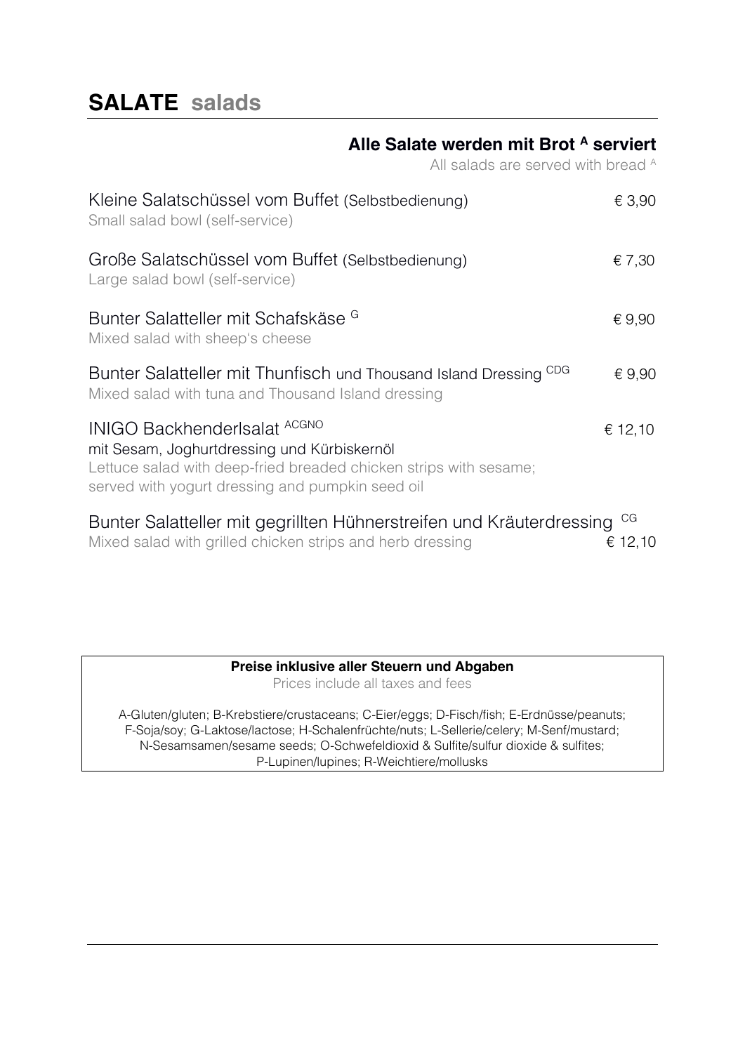# SALATE salads

**Alle Salate werden mit Brot [A] serviert**
All salads are served with bread [A]

Kleine Salatschüssel vom Buffet (Selbstbedienung) — € 3,90
Small salad bowl (self-service)

Große Salatschüssel vom Buffet (Selbstbedienung) — € 7,30
Large salad bowl (self-service)

Bunter Salatteller mit Schafskäse [G] — € 9,90
Mixed salad with sheep's cheese

Bunter Salatteller mit Thunfisch und Thousand Island Dressing [CDG] — € 9,90
Mixed salad with tuna and Thousand Island dressing

INIGO Backhenderlsalat [ACGNO] — € 12,10
mit Sesam, Joghurtdressing und Kürbiskernöl
Lettuce salad with deep-fried breaded chicken strips with sesame; served with yogurt dressing and pumpkin seed oil

Bunter Salatteller mit gegrillten Hühnerstreifen und Kräuterdressing [CG] — € 12,10
Mixed salad with grilled chicken strips and herb dressing

---

**Preise inklusive aller Steuern und Abgaben**
Prices include all taxes and fees

A-Gluten/gluten; B-Krebstiere/crustaceans; C-Eier/eggs; D-Fisch/fish; E-Erdnüsse/peanuts; F-Soja/soy; G-Laktose/lactose; H-Schalenfrüchte/nuts; L-Sellerie/celery; M-Senf/mustard; N-Sesamsamen/sesame seeds; O-Schwefeldioxid & Sulfite/sulfur dioxide & sulfites; P-Lupinen/lupines; R-Weichtiere/mollusks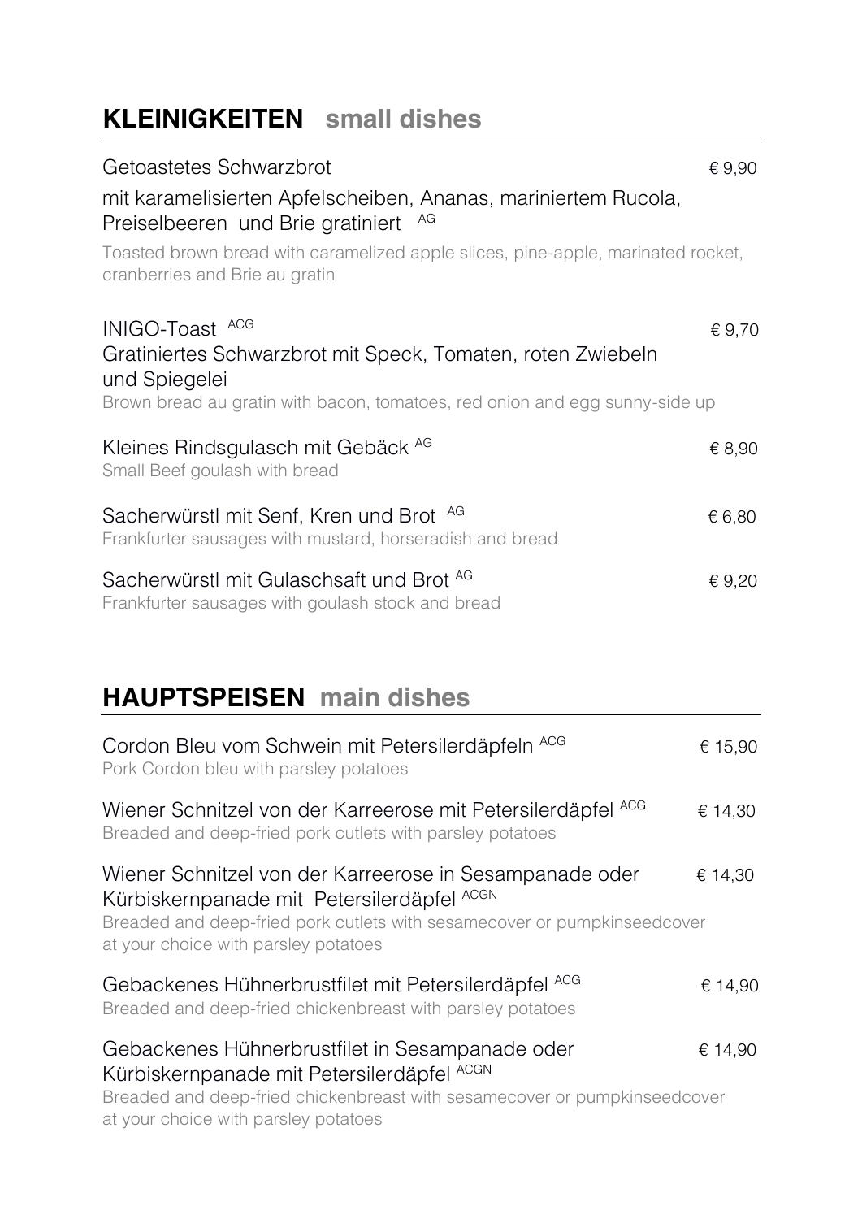## **KLEINIGKEITEN** small dishes

Getoastetes Schwarzbrot € 9,90

mit karamelisierten Apfelscheiben, Ananas, mariniertem Rucola, Preiselbeeren und Brie gratiniert AG

Toasted brown bread with caramelized apple slices, pine-apple, marinated rocket, cranberries and Brie au gratin

INIGO-Toast ACG € 9,70

Gratiniertes Schwarzbrot mit Speck, Tomaten, roten Zwiebeln und Spiegelei

Brown bread au gratin with bacon, tomatoes, red onion and egg sunny-side up

Kleines Rindsgulasch mit Gebäck AG € 8,90

Small Beef goulash with bread

Sacherwürstl mit Senf, Kren und Brot AG € 6,80

Frankfurter sausages with mustard, horseradish and bread

Sacherwürstl mit Gulaschsaft und Brot AG € 9,20

Frankfurter sausages with goulash stock and bread

## **HAUPTSPEISEN** main dishes

Cordon Bleu vom Schwein mit Petersilerdäpfeln ACG € 15,90

Pork Cordon bleu with parsley potatoes

Wiener Schnitzel von der Karreerose mit Petersilerdäpfel ACG € 14,30

Breaded and deep-fried pork cutlets with parsley potatoes

Wiener Schnitzel von der Karreerose in Sesampanade oder Kürbiskernpanade mit Petersilerdäpfel ACGN € 14,30

Breaded and deep-fried pork cutlets with sesamecover or pumpkinseedcover at your choice with parsley potatoes

Gebackenes Hühnerbrustfilet mit Petersilerdäpfel ACG € 14,90

Breaded and deep-fried chickenbreast with parsley potatoes

Gebackenes Hühnerbrustfilet in Sesampanade oder Kürbiskernpanade mit Petersilerdäpfel ACGN € 14,90

Breaded and deep-fried chickenbreast with sesamecover or pumpkinseedcover at your choice with parsley potatoes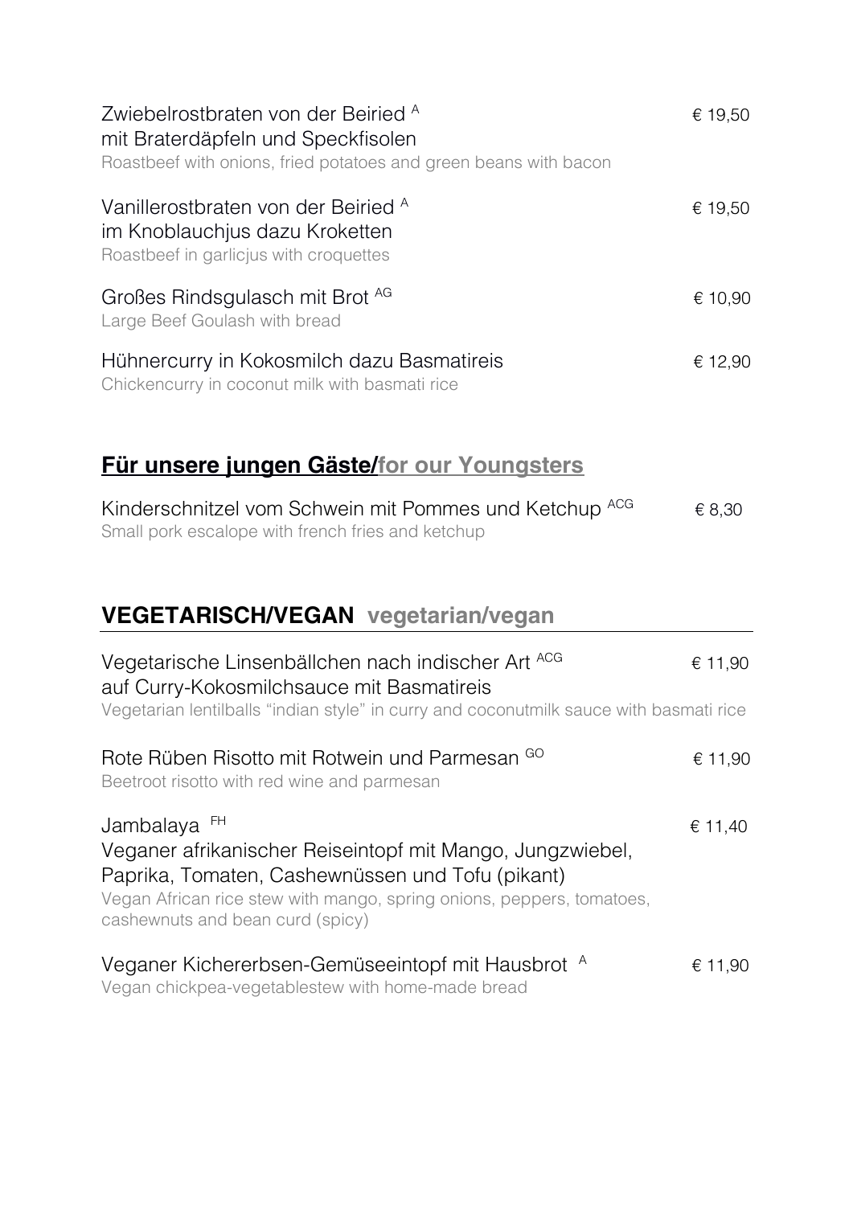Zwiebelrostbraten von der Beiried [A] € 19,50
mit Braterdäpfeln und Speckfisolen
Roastbeef with onions, fried potatoes and green beans with bacon

Vanillerostbraten von der Beiried [A] € 19,50
im Knoblauchjus dazu Kroketten
Roastbeef in garlicjus with croquettes

Großes Rindsgulasch mit Brot [AG] € 10,90
Large Beef Goulash with bread

Hühnercurry in Kokosmilch dazu Basmatireis € 12,90
Chickencurry in coconut milk with basmati rice

## **Für unsere jungen Gäste/for our Youngsters**

Kinderschnitzel vom Schwein mit Pommes und Ketchup [ACG] € 8,30
Small pork escalope with french fries and ketchup

## VEGETARISCH/VEGAN vegetarian/vegan

Vegetarische Linsenbällchen nach indischer Art [ACG] € 11,90
auf Curry-Kokosmilchsauce mit Basmatireis
Vegetarian lentilballs "indian style" in curry and coconutmilk sauce with basmati rice

Rote Rüben Risotto mit Rotwein und Parmesan [GO] € 11,90
Beetroot risotto with red wine and parmesan

Jambalaya [FH] € 11,40
Veganer afrikanischer Reiseintopf mit Mango, Jungzwiebel, Paprika, Tomaten, Cashewnüssen und Tofu (pikant)
Vegan African rice stew with mango, spring onions, peppers, tomatoes, cashewnuts and bean curd (spicy)

Veganer Kichererbsen-Gemüseeintopf mit Hausbrot [A] € 11,90
Vegan chickpea-vegetablestew with home-made bread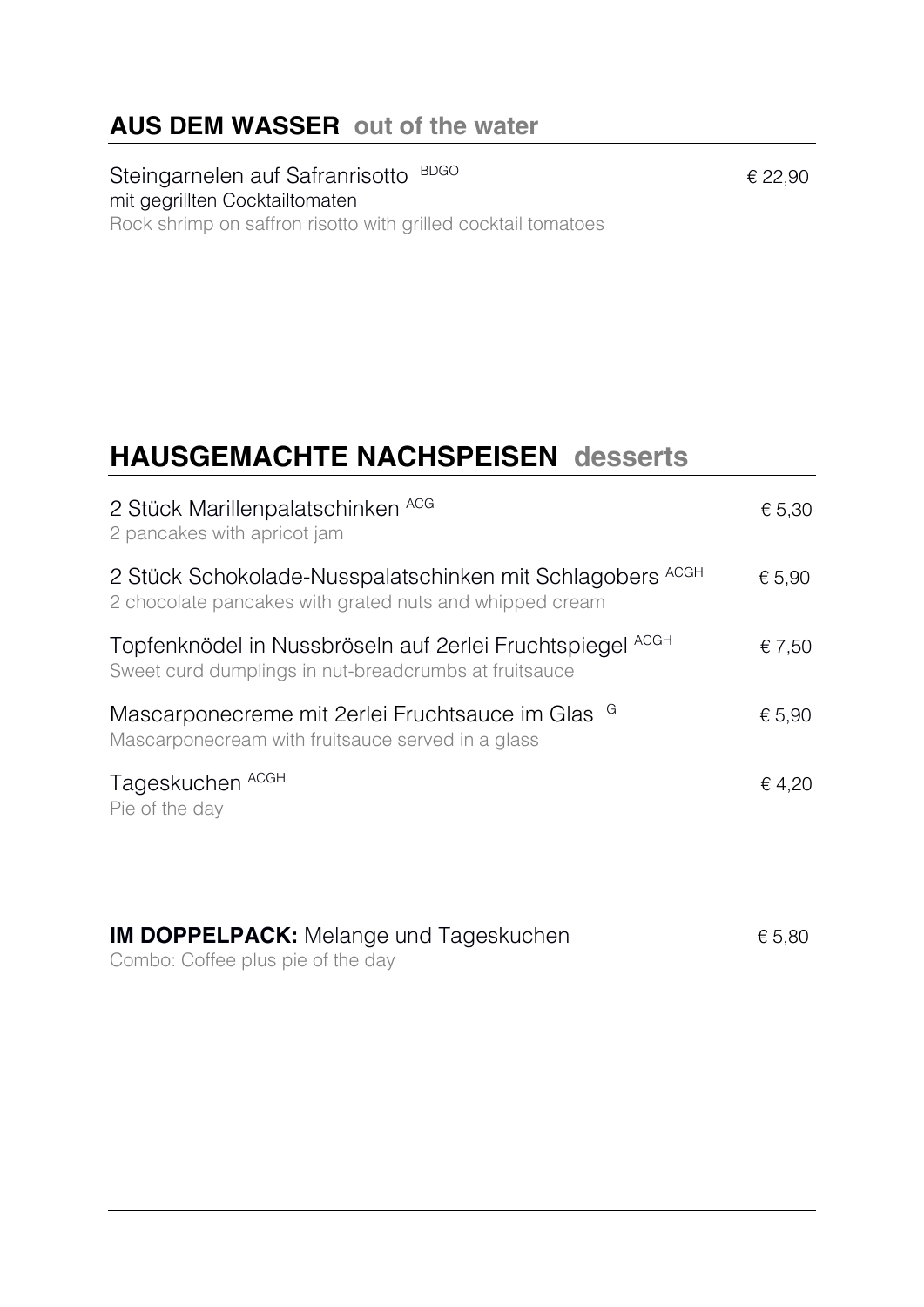## AUS DEM WASSER out of the water

Steingarnelen auf Safranrisotto BDGO — € 22,90
mit gegrillten Cocktailtomaten
Rock shrimp on saffron risotto with grilled cocktail tomatoes

---

## HAUSGEMACHTE NACHSPEISEN desserts

2 Stück Marillenpalatschinken ACG — € 5,30
2 pancakes with apricot jam

2 Stück Schokolade-Nusspalatschinken mit Schlagobers ACGH — € 5,90
2 chocolate pancakes with grated nuts and whipped cream

Topfenknödel in Nussbröseln auf 2erlei Fruchtspiegel ACGH — € 7,50
Sweet curd dumplings in nut-breadcrumbs at fruitsauce

Mascarponecreme mit 2erlei Fruchtsauce im Glas G — € 5,90
Mascarponecream with fruitsauce served in a glass

Tageskuchen ACGH — € 4,20
Pie of the day

**IM DOPPELPACK:** Melange und Tageskuchen — € 5,80
Combo: Coffee plus pie of the day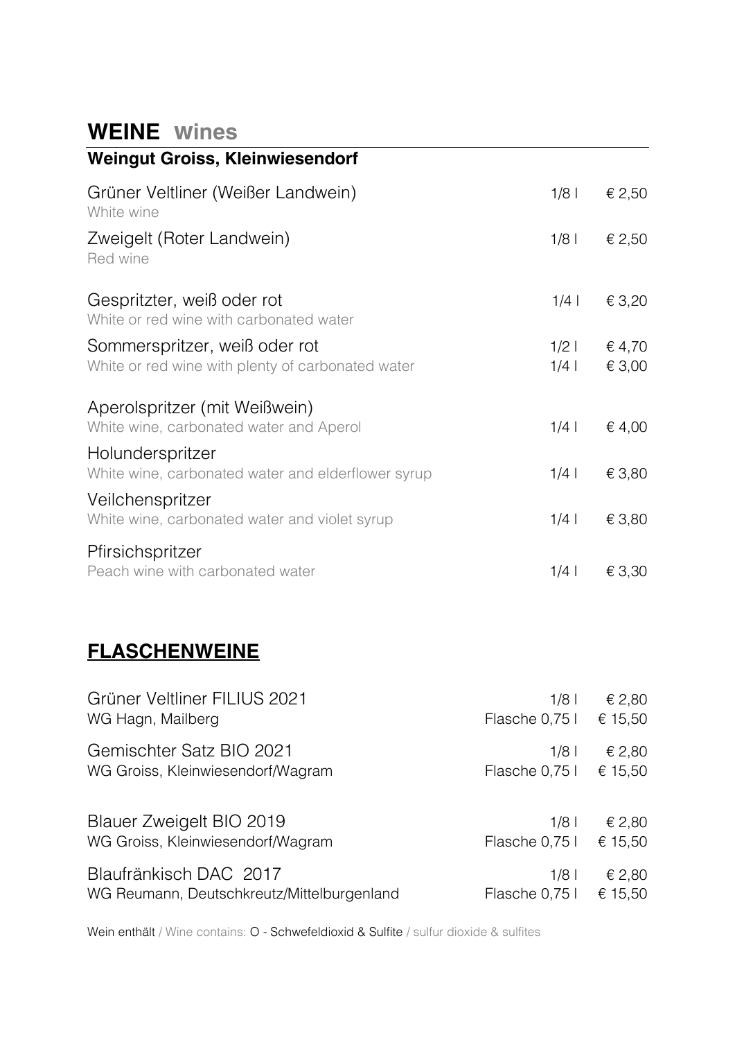# **WEINE** wines

## Weingut Groiss, Kleinwiesendorf

| | | |
|---|---|---|
| Grüner Veltliner (Weißer Landwein)<br>White wine | 1/8 l | € 2,50 |
| Zweigelt (Roter Landwein)<br>Red wine | 1/8 l | € 2,50 |
| Gespritzter, weiß oder rot<br>White or red wine with carbonated water | 1/4 l | € 3,20 |
| Sommerspritzer, weiß oder rot<br>White or red wine with plenty of carbonated water | 1/2 l<br>1/4 l | € 4,70<br>€ 3,00 |
| Aperolspritzer (mit Weißwein)<br>White wine, carbonated water and Aperol | 1/4 l | € 4,00 |
| Holunderspritzer<br>White wine, carbonated water and elderflower syrup | 1/4 l | € 3,80 |
| Veilchenspritzer<br>White wine, carbonated water and violet syrup | 1/4 l | € 3,80 |
| Pfirsichspritzer<br>Peach wine with carbonated water | 1/4 l | € 3,30 |

## **FLASCHENWEINE**

| | | |
|---|---|---|
| Grüner Veltliner FILIUS 2021<br>WG Hagn, Mailberg | 1/8 l<br>Flasche 0,75 l | € 2,80<br>€ 15,50 |
| Gemischter Satz BIO 2021<br>WG Groiss, Kleinwiesendorf/Wagram | 1/8 l<br>Flasche 0,75 l | € 2,80<br>€ 15,50 |
| Blauer Zweigelt BIO 2019<br>WG Groiss, Kleinwiesendorf/Wagram | 1/8 l<br>Flasche 0,75 l | € 2,80<br>€ 15,50 |
| Blaufränkisch DAC 2017<br>WG Reumann, Deutschkreutz/Mittelburgenland | 1/8 l<br>Flasche 0,75 l | € 2,80<br>€ 15,50 |

Wein enthält / Wine contains: O - Schwefeldioxid & Sulfite / sulfur dioxide & sulfites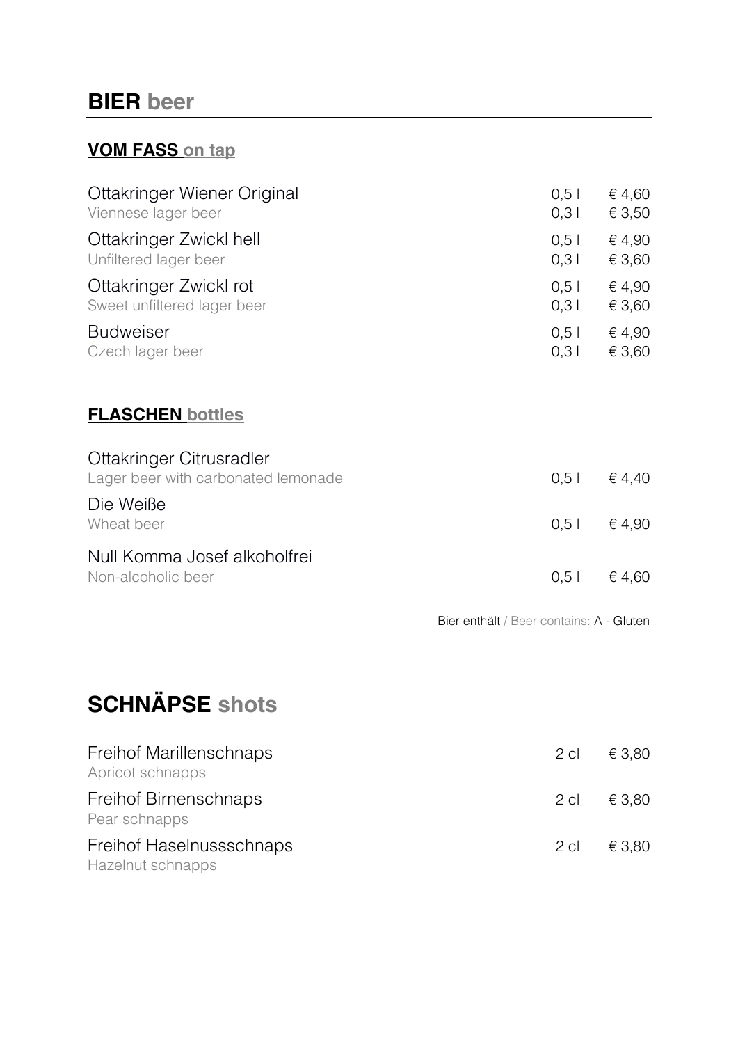# **BIER** beer

### **VOM FASS** on tap

| | | |
|---|---|---|
| Ottakringer Wiener Original<br>Viennese lager beer | 0,5 l<br>0,3 l | € 4,60<br>€ 3,50 |
| Ottakringer Zwickl hell<br>Unfiltered lager beer | 0,5 l<br>0,3 l | € 4,90<br>€ 3,60 |
| Ottakringer Zwickl rot<br>Sweet unfiltered lager beer | 0,5 l<br>0,3 l | € 4,90<br>€ 3,60 |
| Budweiser<br>Czech lager beer | 0,5 l<br>0,3 l | € 4,90<br>€ 3,60 |

### **FLASCHEN** bottles

| | | |
|---|---|---|
| Ottakringer Citrusradler<br>Lager beer with carbonated lemonade | 0,5 l | € 4,40 |
| Die Weiße<br>Wheat beer | 0,5 l | € 4,90 |
| Null Komma Josef alkoholfrei<br>Non-alcoholic beer | 0,5 l | € 4,60 |

Bier enthält / Beer contains: A - Gluten

# **SCHNÄPSE** shots

| | | |
|---|---|---|
| Freihof Marillenschnaps<br>Apricot schnapps | 2 cl | € 3,80 |
| Freihof Birnenschnaps<br>Pear schnapps | 2 cl | € 3,80 |
| Freihof Haselnussschnaps<br>Hazelnut schnapps | 2 cl | € 3,80 |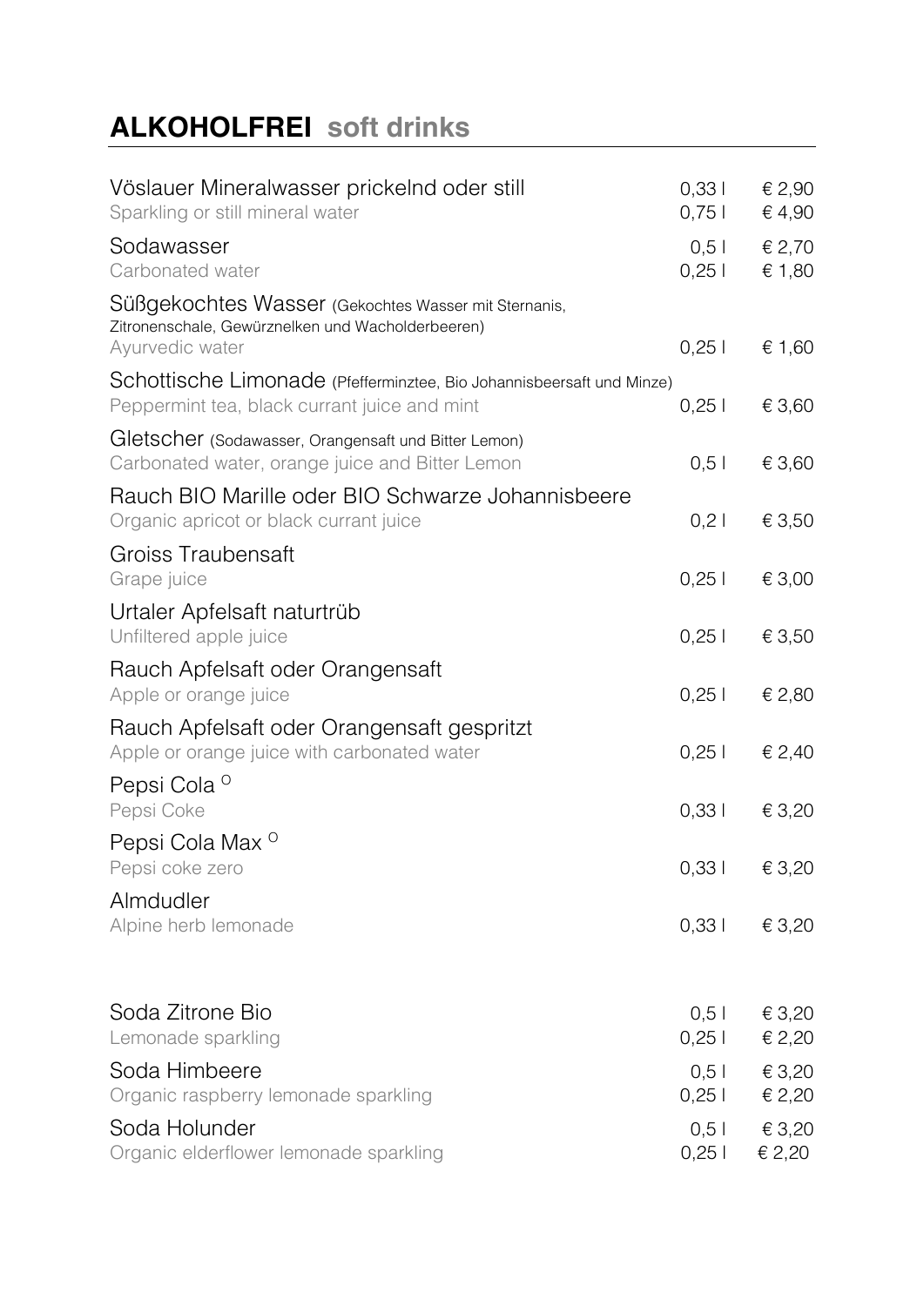## **ALKOHOLFREI** soft drinks

| | | |
|---|---|---|
| Vöslauer Mineralwasser prickelnd oder still<br>Sparkling or still mineral water | 0,33 l<br>0,75 l | € 2,90<br>€ 4,90 |
| Sodawasser<br>Carbonated water | 0,5 l<br>0,25 l | € 2,70<br>€ 1,80 |
| Süßgekochtes Wasser (Gekochtes Wasser mit Sternanis, Zitronenschale, Gewürznelken und Wacholderbeeren)<br>Ayurvedic water | 0,25 l | € 1,60 |
| Schottische Limonade (Pfefferminztee, Bio Johannisbeersaft und Minze)<br>Peppermint tea, black currant juice and mint | 0,25 l | € 3,60 |
| Gletscher (Sodawasser, Orangensaft und Bitter Lemon)<br>Carbonated water, orange juice and Bitter Lemon | 0,5 l | € 3,60 |
| Rauch BIO Marille oder BIO Schwarze Johannisbeere<br>Organic apricot or black currant juice | 0,2 l | € 3,50 |
| Groiss Traubensaft<br>Grape juice | 0,25 l | € 3,00 |
| Urtaler Apfelsaft naturtrüb<br>Unfiltered apple juice | 0,25 l | € 3,50 |
| Rauch Apfelsaft oder Orangensaft<br>Apple or orange juice | 0,25 l | € 2,80 |
| Rauch Apfelsaft oder Orangensaft gespritzt<br>Apple or orange juice with carbonated water | 0,25 l | € 2,40 |
| Pepsi Cola [O]<br>Pepsi Coke | 0,33 l | € 3,20 |
| Pepsi Cola Max [O]<br>Pepsi coke zero | 0,33 l | € 3,20 |
| Almdudler<br>Alpine herb lemonade | 0,33 l | € 3,20 |
| Soda Zitrone Bio<br>Lemonade sparkling | 0,5 l<br>0,25 l | € 3,20<br>€ 2,20 |
| Soda Himbeere<br>Organic raspberry lemonade sparkling | 0,5 l<br>0,25 l | € 3,20<br>€ 2,20 |
| Soda Holunder<br>Organic elderflower lemonade sparkling | 0,5 l<br>0,25 l | € 3,20<br>€ 2,20 |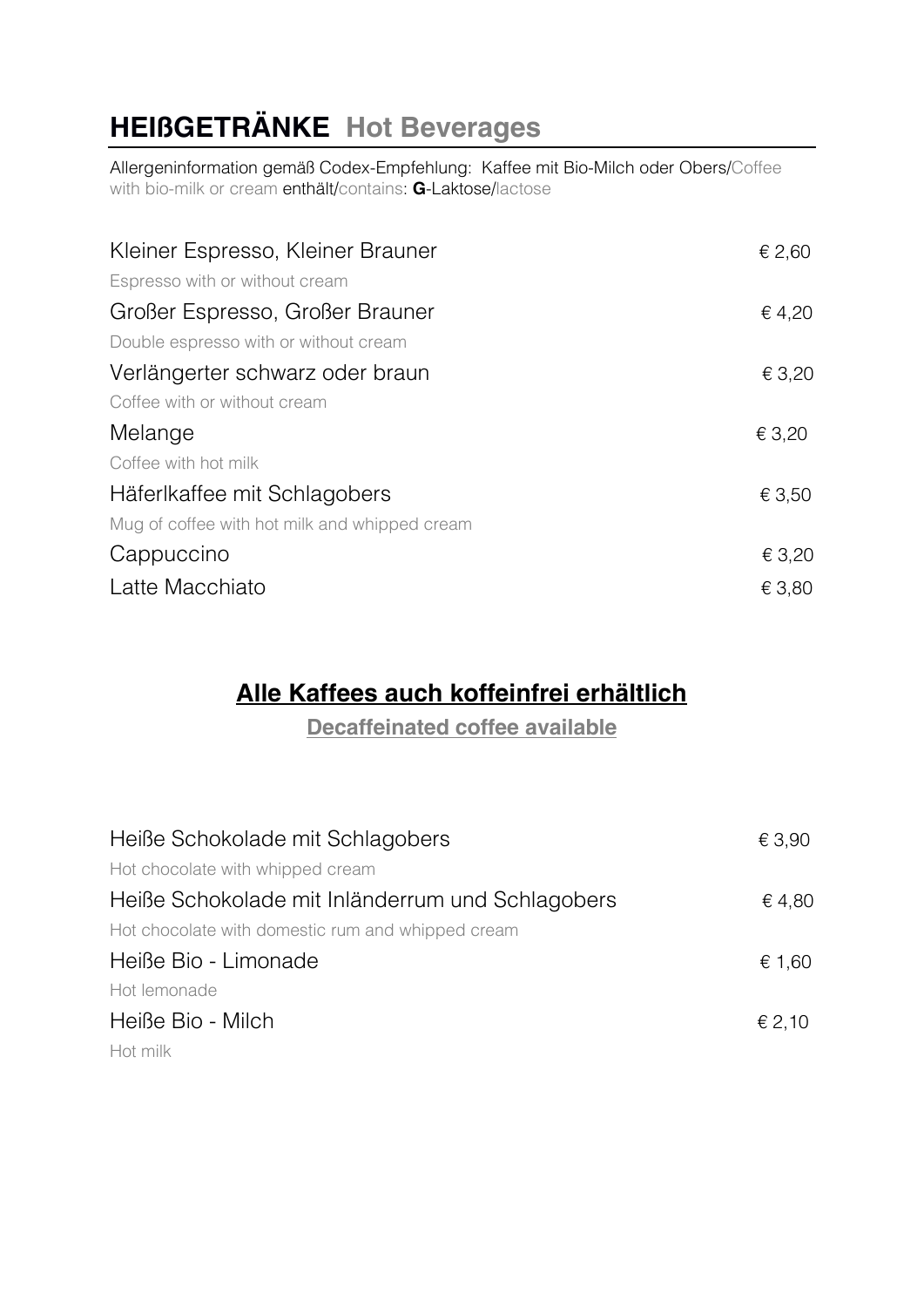# **HEIßGETRÄNKE** Hot Beverages

Allergeninformation gemäß Codex-Empfehlung: Kaffee mit Bio-Milch oder Obers/Coffee with bio-milk or cream enthält/contains: **G**-Laktose/lactose

| | |
|---|---|
| Kleiner Espresso, Kleiner Brauner<br>Espresso with or without cream | € 2,60 |
| Großer Espresso, Großer Brauner<br>Double espresso with or without cream | € 4,20 |
| Verlängerter schwarz oder braun<br>Coffee with or without cream | € 3,20 |
| Melange<br>Coffee with hot milk | € 3,20 |
| Häferlkaffee mit Schlagobers<br>Mug of coffee with hot milk and whipped cream | € 3,50 |
| Cappuccino | € 3,20 |
| Latte Macchiato | € 3,80 |

## **Alle Kaffees auch koffeinfrei erhältlich**

**Decaffeinated coffee available**

| | |
|---|---|
| Heiße Schokolade mit Schlagobers<br>Hot chocolate with whipped cream | € 3,90 |
| Heiße Schokolade mit Inländerrum und Schlagobers<br>Hot chocolate with domestic rum and whipped cream | € 4,80 |
| Heiße Bio - Limonade<br>Hot lemonade | € 1,60 |
| Heiße Bio - Milch<br>Hot milk | € 2,10 |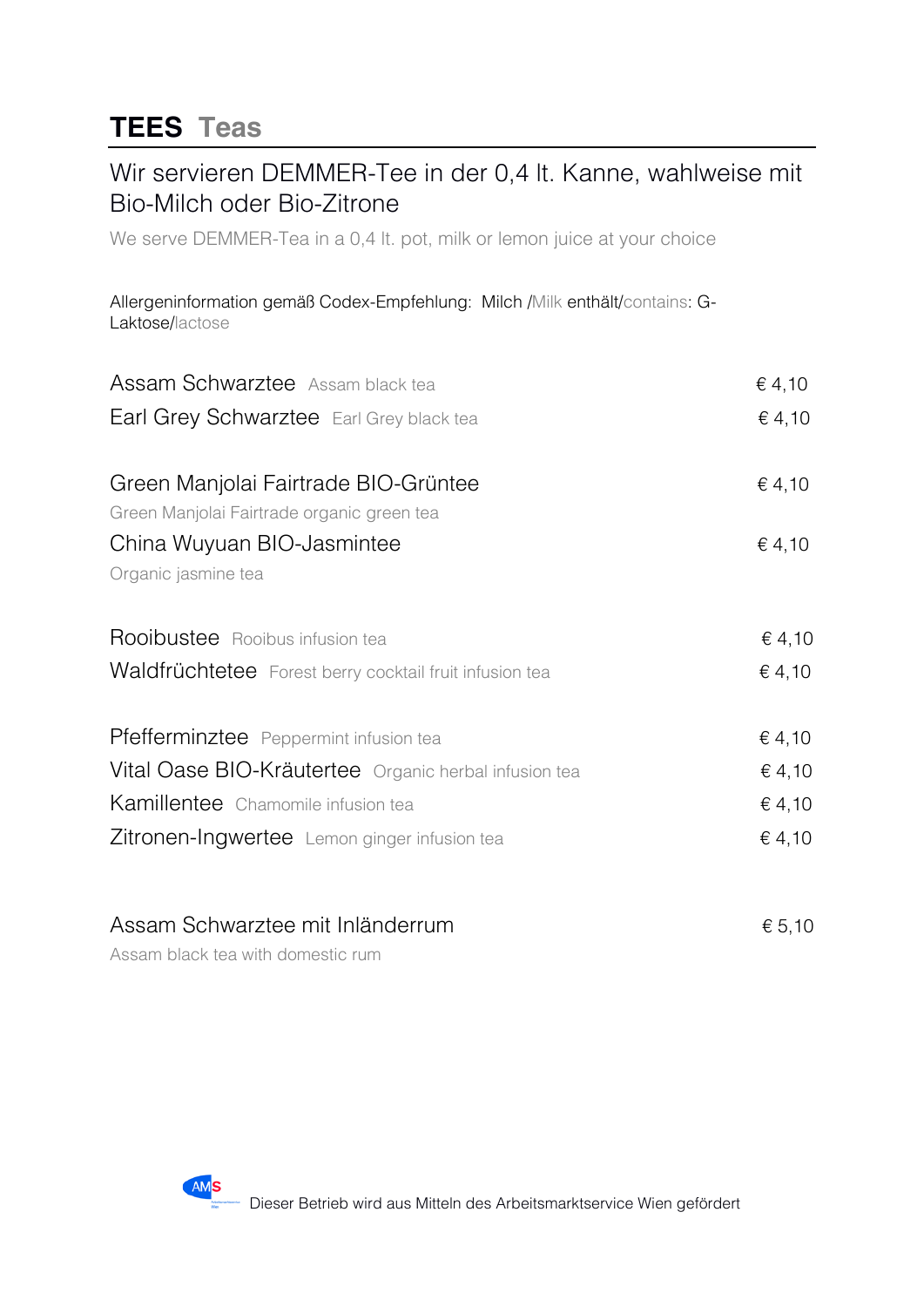# TEES Teas

Wir servieren DEMMER-Tee in der 0,4 lt. Kanne, wahlweise mit Bio-Milch oder Bio-Zitrone

We serve DEMMER-Tea in a 0,4 lt. pot, milk or lemon juice at your choice

Allergeninformation gemäß Codex-Empfehlung: Milch /Milk enthält/contains: G-Laktose/lactose

| | |
|---|---|
| Assam Schwarztee Assam black tea | € 4,10 |
| Earl Grey Schwarztee Earl Grey black tea | € 4,10 |
| Green Manjolai Fairtrade BIO-Grüntee<br>Green Manjolai Fairtrade organic green tea | € 4,10 |
| China Wuyuan BIO-Jasmintee<br>Organic jasmine tea | € 4,10 |
| Rooibustee Rooibus infusion tea | € 4,10 |
| Waldfrüchtetee Forest berry cocktail fruit infusion tea | € 4,10 |
| Pfefferminztee Peppermint infusion tea | € 4,10 |
| Vital Oase BIO-Kräutertee Organic herbal infusion tea | € 4,10 |
| Kamillentee Chamomile infusion tea | € 4,10 |
| Zitronen-Ingwertee Lemon ginger infusion tea | € 4,10 |
| Assam Schwarztee mit Inländerrum<br>Assam black tea with domestic rum | € 5,10 |

Dieser Betrieb wird aus Mitteln des Arbeitsmarktservice Wien gefördert